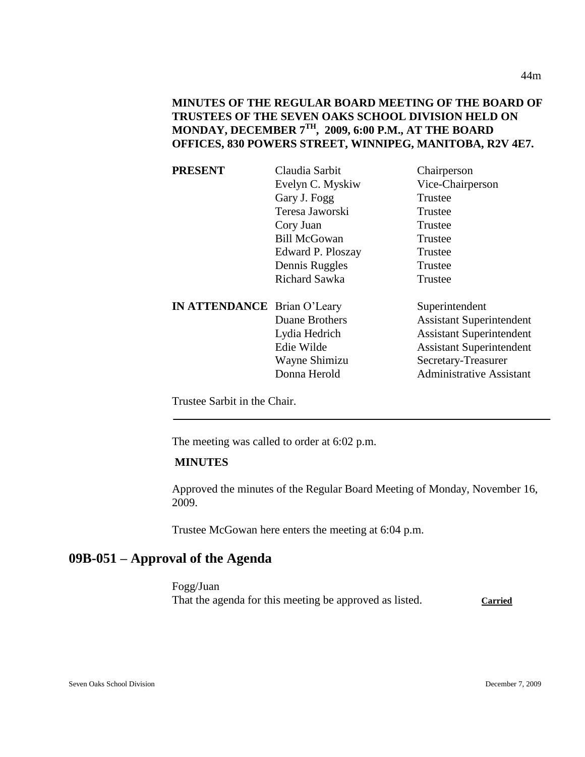**MINUTES OF THE REGULAR BOARD MEETING OF THE BOARD OF TRUSTEES OF THE SEVEN OAKS SCHOOL DIVISION HELD ON MONDAY, DECEMBER 7TH, 2009, 6:00 P.M., AT THE BOARD OFFICES, 830 POWERS STREET, WINNIPEG, MANITOBA, R2V 4E7.**

| | | |
|---|---|---|
| **PRESENT** | Claudia Sarbit | Chairperson |
| | Evelyn C. Myskiw | Vice-Chairperson |
| | Gary J. Fogg | Trustee |
| | Teresa Jaworski | Trustee |
| | Cory Juan | Trustee |
| | Bill McGowan | Trustee |
| | Edward P. Ploszay | Trustee |
| | Dennis Ruggles | Trustee |
| | Richard Sawka | Trustee |
| **IN ATTENDANCE** | Brian O'Leary | Superintendent |
| | Duane Brothers | Assistant Superintendent |
| | Lydia Hedrich | Assistant Superintendent |
| | Edie Wilde | Assistant Superintendent |
| | Wayne Shimizu | Secretary-Treasurer |
| | Donna Herold | Administrative Assistant |

Trustee Sarbit in the Chair.

---

The meeting was called to order at 6:02 p.m.

**MINUTES**

Approved the minutes of the Regular Board Meeting of Monday, November 16, 2009.

Trustee McGowan here enters the meeting at 6:04 p.m.

## 09B-051 – Approval of the Agenda

Fogg/Juan
That the agenda for this meeting be approved as listed. **Carried**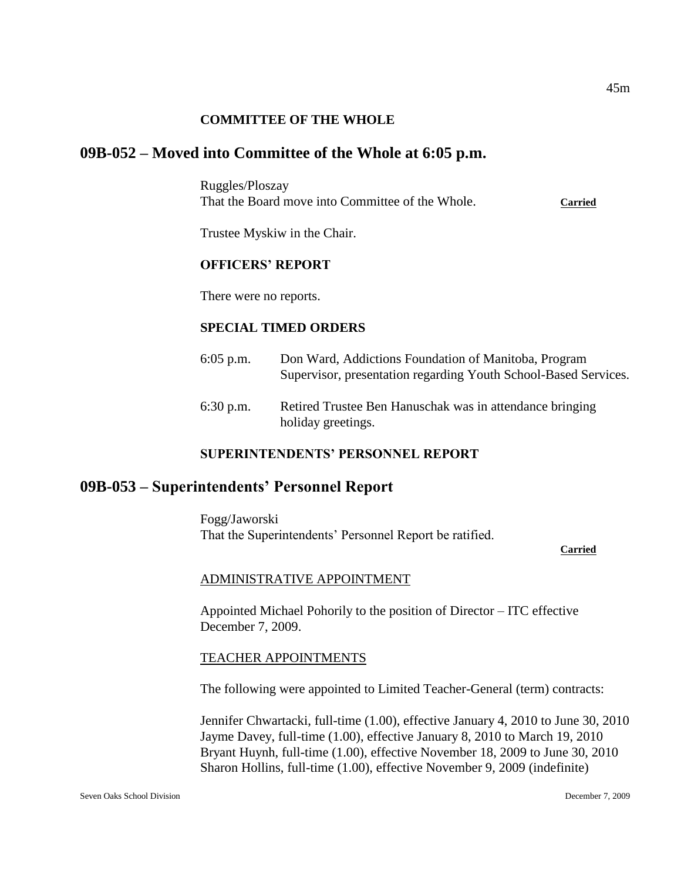### COMMITTEE OF THE WHOLE

## 09B-052 – Moved into Committee of the Whole at 6:05 p.m.

Ruggles/Ploszay
That the Board move into Committee of the Whole. **Carried**

Trustee Myskiw in the Chair.

### OFFICERS' REPORT

There were no reports.

### SPECIAL TIMED ORDERS

6:05 p.m. Don Ward, Addictions Foundation of Manitoba, Program Supervisor, presentation regarding Youth School-Based Services.

6:30 p.m. Retired Trustee Ben Hanuschak was in attendance bringing holiday greetings.

### SUPERINTENDENTS' PERSONNEL REPORT

## 09B-053 – Superintendents' Personnel Report

Fogg/Jaworski
That the Superintendents' Personnel Report be ratified.

**Carried**

ADMINISTRATIVE APPOINTMENT

Appointed Michael Pohorily to the position of Director – ITC effective December 7, 2009.

TEACHER APPOINTMENTS

The following were appointed to Limited Teacher-General (term) contracts:

Jennifer Chwartacki, full-time (1.00), effective January 4, 2010 to June 30, 2010
Jayme Davey, full-time (1.00), effective January 8, 2010 to March 19, 2010
Bryant Huynh, full-time (1.00), effective November 18, 2009 to June 30, 2010
Sharon Hollins, full-time (1.00), effective November 9, 2009 (indefinite)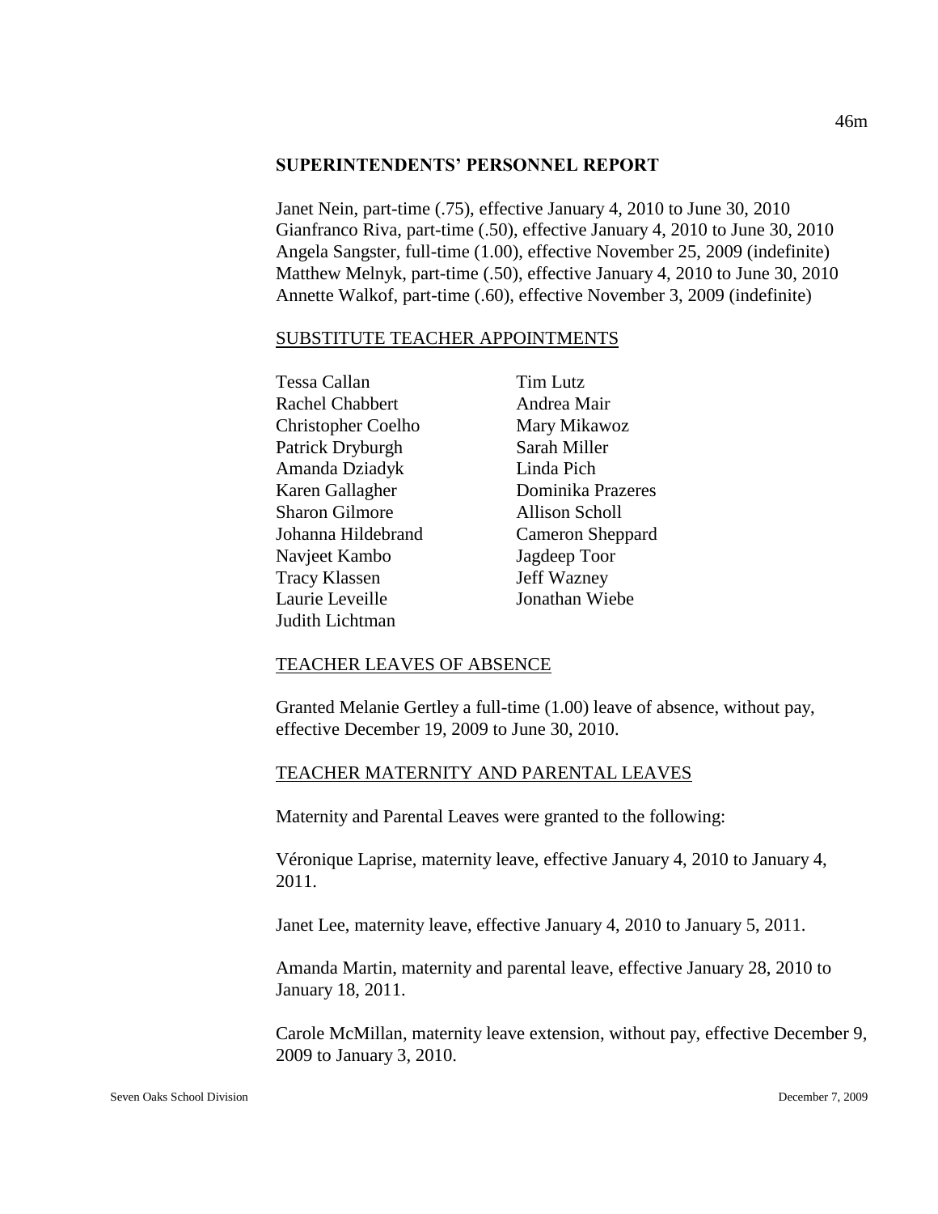## SUPERINTENDENTS' PERSONNEL REPORT

Janet Nein, part-time (.75), effective January 4, 2010 to June 30, 2010
Gianfranco Riva, part-time (.50), effective January 4, 2010 to June 30, 2010
Angela Sangster, full-time (1.00), effective November 25, 2009 (indefinite)
Matthew Melnyk, part-time (.50), effective January 4, 2010 to June 30, 2010
Annette Walkof, part-time (.60), effective November 3, 2009 (indefinite)

### SUBSTITUTE TEACHER APPOINTMENTS

Tessa Callan
Rachel Chabbert
Christopher Coelho
Patrick Dryburgh
Amanda Dziadyk
Karen Gallagher
Sharon Gilmore
Johanna Hildebrand
Navjeet Kambo
Tracy Klassen
Laurie Leveille
Judith Lichtman
Tim Lutz
Andrea Mair
Mary Mikawoz
Sarah Miller
Linda Pich
Dominika Prazeres
Allison Scholl
Cameron Sheppard
Jagdeep Toor
Jeff Wazney
Jonathan Wiebe

### TEACHER LEAVES OF ABSENCE

Granted Melanie Gertley a full-time (1.00) leave of absence, without pay, effective December 19, 2009 to June 30, 2010.

### TEACHER MATERNITY AND PARENTAL LEAVES

Maternity and Parental Leaves were granted to the following:

Véronique Laprise, maternity leave, effective January 4, 2010 to January 4, 2011.

Janet Lee, maternity leave, effective January 4, 2010 to January 5, 2011.

Amanda Martin, maternity and parental leave, effective January 28, 2010 to January 18, 2011.

Carole McMillan, maternity leave extension, without pay, effective December 9, 2009 to January 3, 2010.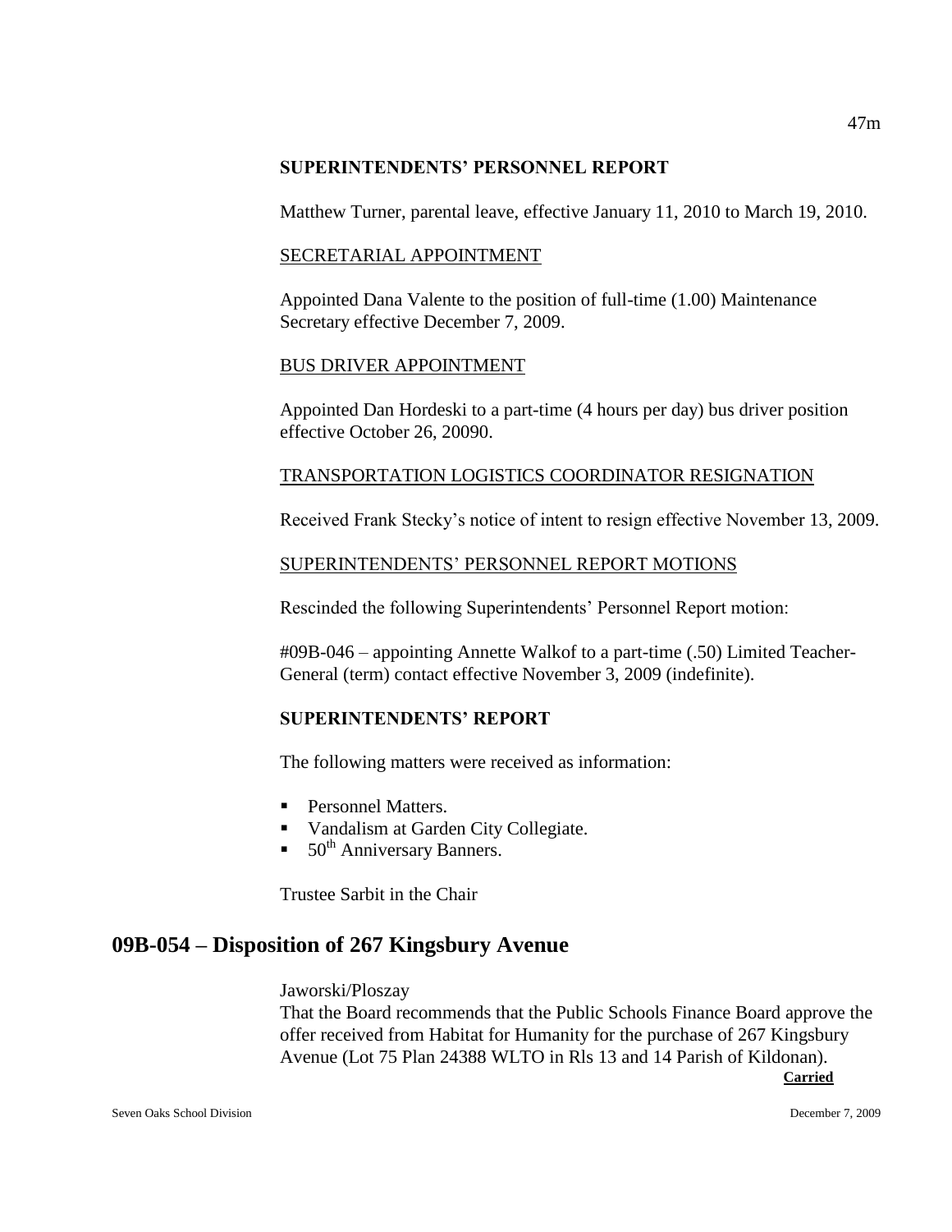**SUPERINTENDENTS' PERSONNEL REPORT**

Matthew Turner, parental leave, effective January 11, 2010 to March 19, 2010.

SECRETARIAL APPOINTMENT

Appointed Dana Valente to the position of full-time (1.00) Maintenance Secretary effective December 7, 2009.

BUS DRIVER APPOINTMENT

Appointed Dan Hordeski to a part-time (4 hours per day) bus driver position effective October 26, 20090.

TRANSPORTATION LOGISTICS COORDINATOR RESIGNATION

Received Frank Stecky's notice of intent to resign effective November 13, 2009.

SUPERINTENDENTS' PERSONNEL REPORT MOTIONS

Rescinded the following Superintendents' Personnel Report motion:

#09B-046 – appointing Annette Walkof to a part-time (.50) Limited Teacher-General (term) contact effective November 3, 2009 (indefinite).

**SUPERINTENDENTS' REPORT**

The following matters were received as information:

- Personnel Matters.
- Vandalism at Garden City Collegiate.
- 50th Anniversary Banners.

Trustee Sarbit in the Chair

## 09B-054 – Disposition of 267 Kingsbury Avenue

Jaworski/Ploszay
That the Board recommends that the Public Schools Finance Board approve the offer received from Habitat for Humanity for the purchase of 267 Kingsbury Avenue (Lot 75 Plan 24388 WLTO in Rls 13 and 14 Parish of Kildonan).

**Carried**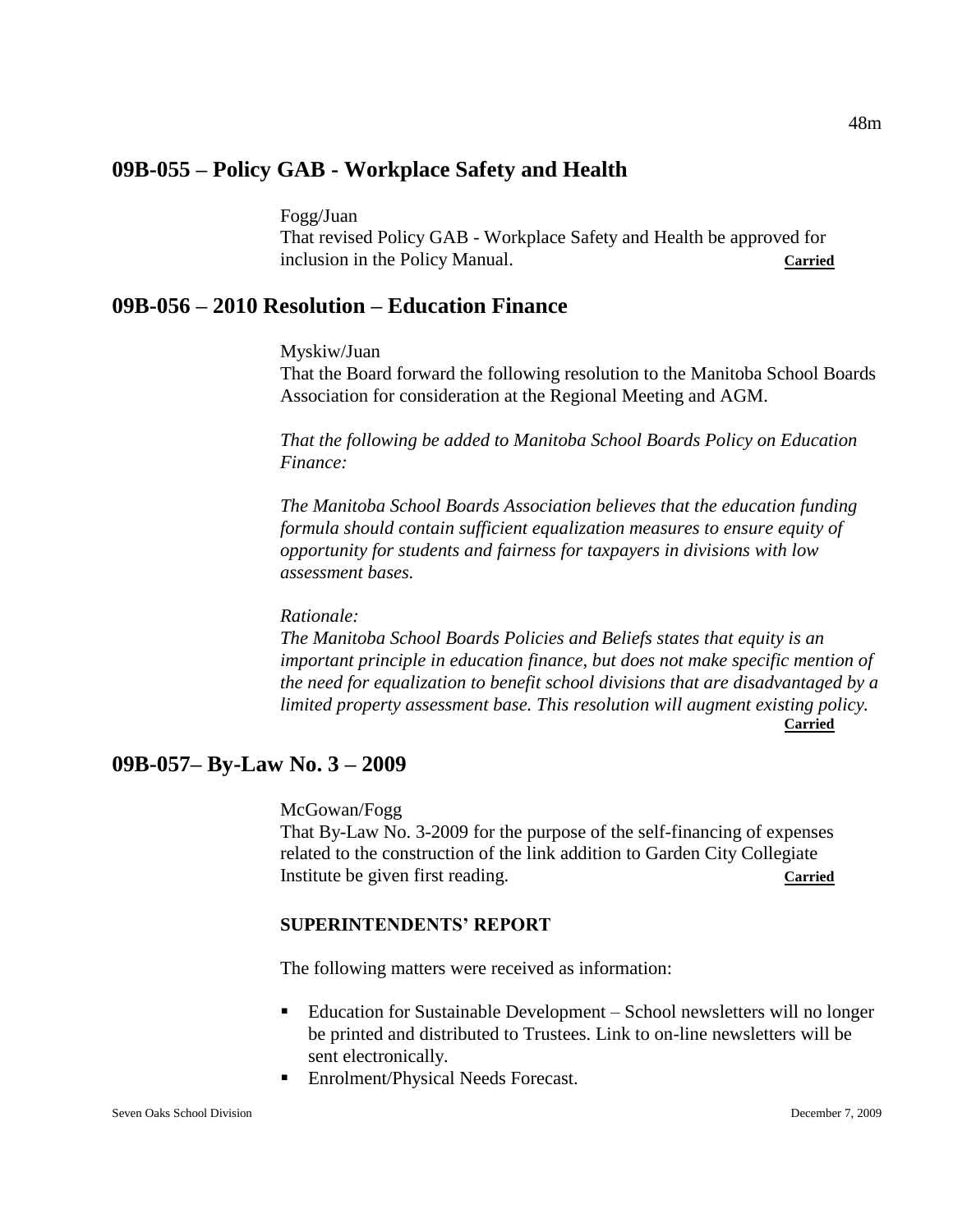## 09B-055 – Policy GAB - Workplace Safety and Health

Fogg/Juan
That revised Policy GAB - Workplace Safety and Health be approved for inclusion in the Policy Manual. **Carried**

## 09B-056 – 2010 Resolution – Education Finance

Myskiw/Juan
That the Board forward the following resolution to the Manitoba School Boards Association for consideration at the Regional Meeting and AGM.

*That the following be added to Manitoba School Boards Policy on Education Finance:*

*The Manitoba School Boards Association believes that the education funding formula should contain sufficient equalization measures to ensure equity of opportunity for students and fairness for taxpayers in divisions with low assessment bases.*

*Rationale:*
*The Manitoba School Boards Policies and Beliefs states that equity is an important principle in education finance, but does not make specific mention of the need for equalization to benefit school divisions that are disadvantaged by a limited property assessment base. This resolution will augment existing policy.* **Carried**

## 09B-057– By-Law No. 3 – 2009

McGowan/Fogg
That By-Law No. 3-2009 for the purpose of the self-financing of expenses related to the construction of the link addition to Garden City Collegiate Institute be given first reading. **Carried**

### SUPERINTENDENTS' REPORT

The following matters were received as information:

- Education for Sustainable Development – School newsletters will no longer be printed and distributed to Trustees. Link to on-line newsletters will be sent electronically.
- Enrolment/Physical Needs Forecast.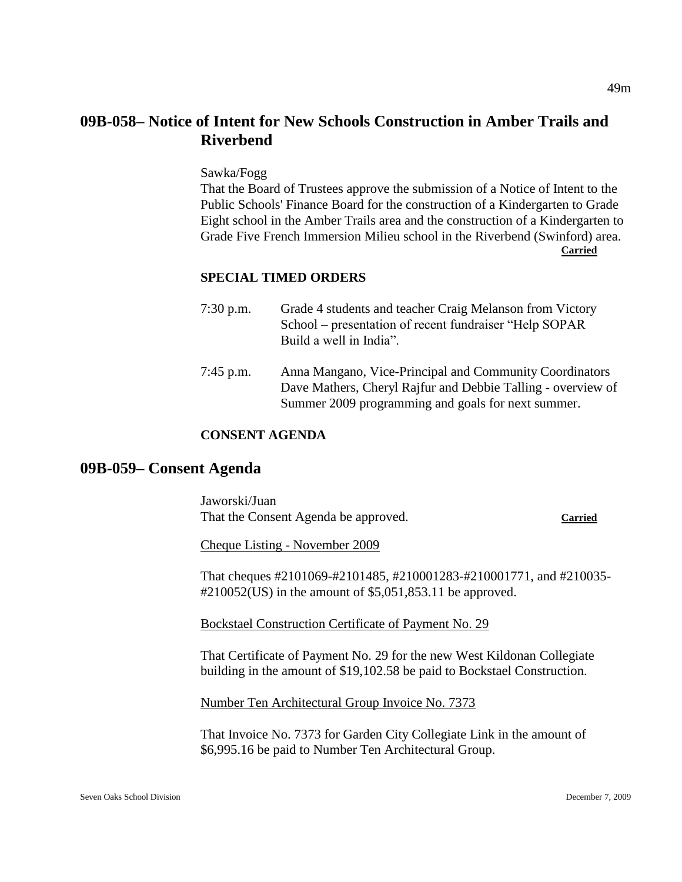## 09B-058– Notice of Intent for New Schools Construction in Amber Trails and Riverbend

Sawka/Fogg
That the Board of Trustees approve the submission of a Notice of Intent to the Public Schools' Finance Board for the construction of a Kindergarten to Grade Eight school in the Amber Trails area and the construction of a Kindergarten to Grade Five French Immersion Milieu school in the Riverbend (Swinford) area.
**Carried**

**SPECIAL TIMED ORDERS**

7:30 p.m. Grade 4 students and teacher Craig Melanson from Victory School – presentation of recent fundraiser "Help SOPAR Build a well in India".

7:45 p.m. Anna Mangano, Vice-Principal and Community Coordinators Dave Mathers, Cheryl Rajfur and Debbie Talling - overview of Summer 2009 programming and goals for next summer.

**CONSENT AGENDA**

## 09B-059– Consent Agenda

Jaworski/Juan
That the Consent Agenda be approved. **Carried**

Cheque Listing - November 2009

That cheques #2101069-#2101485, #210001283-#210001771, and #210035-#210052(US) in the amount of $5,051,853.11 be approved.

Bockstael Construction Certificate of Payment No. 29

That Certificate of Payment No. 29 for the new West Kildonan Collegiate building in the amount of $19,102.58 be paid to Bockstael Construction.

Number Ten Architectural Group Invoice No. 7373

That Invoice No. 7373 for Garden City Collegiate Link in the amount of $6,995.16 be paid to Number Ten Architectural Group.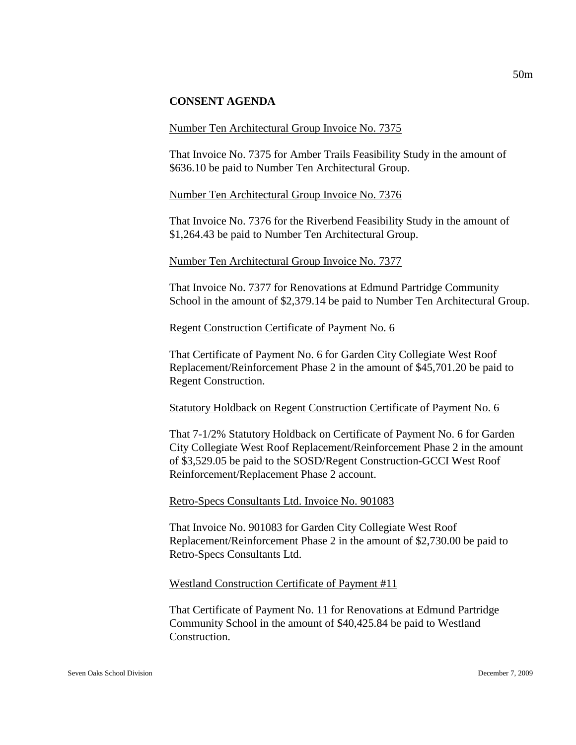## CONSENT AGENDA

Number Ten Architectural Group Invoice No. 7375

That Invoice No. 7375 for Amber Trails Feasibility Study in the amount of $636.10 be paid to Number Ten Architectural Group.

Number Ten Architectural Group Invoice No. 7376

That Invoice No. 7376 for the Riverbend Feasibility Study in the amount of $1,264.43 be paid to Number Ten Architectural Group.

Number Ten Architectural Group Invoice No. 7377

That Invoice No. 7377 for Renovations at Edmund Partridge Community School in the amount of $2,379.14 be paid to Number Ten Architectural Group.

Regent Construction Certificate of Payment No. 6

That Certificate of Payment No. 6 for Garden City Collegiate West Roof Replacement/Reinforcement Phase 2 in the amount of $45,701.20 be paid to Regent Construction.

Statutory Holdback on Regent Construction Certificate of Payment No. 6

That 7-1/2% Statutory Holdback on Certificate of Payment No. 6 for Garden City Collegiate West Roof Replacement/Reinforcement Phase 2 in the amount of $3,529.05 be paid to the SOSD/Regent Construction-GCCI West Roof Reinforcement/Replacement Phase 2 account.

Retro-Specs Consultants Ltd. Invoice No. 901083

That Invoice No. 901083 for Garden City Collegiate West Roof Replacement/Reinforcement Phase 2 in the amount of $2,730.00 be paid to Retro-Specs Consultants Ltd.

Westland Construction Certificate of Payment #11

That Certificate of Payment No. 11 for Renovations at Edmund Partridge Community School in the amount of $40,425.84 be paid to Westland Construction.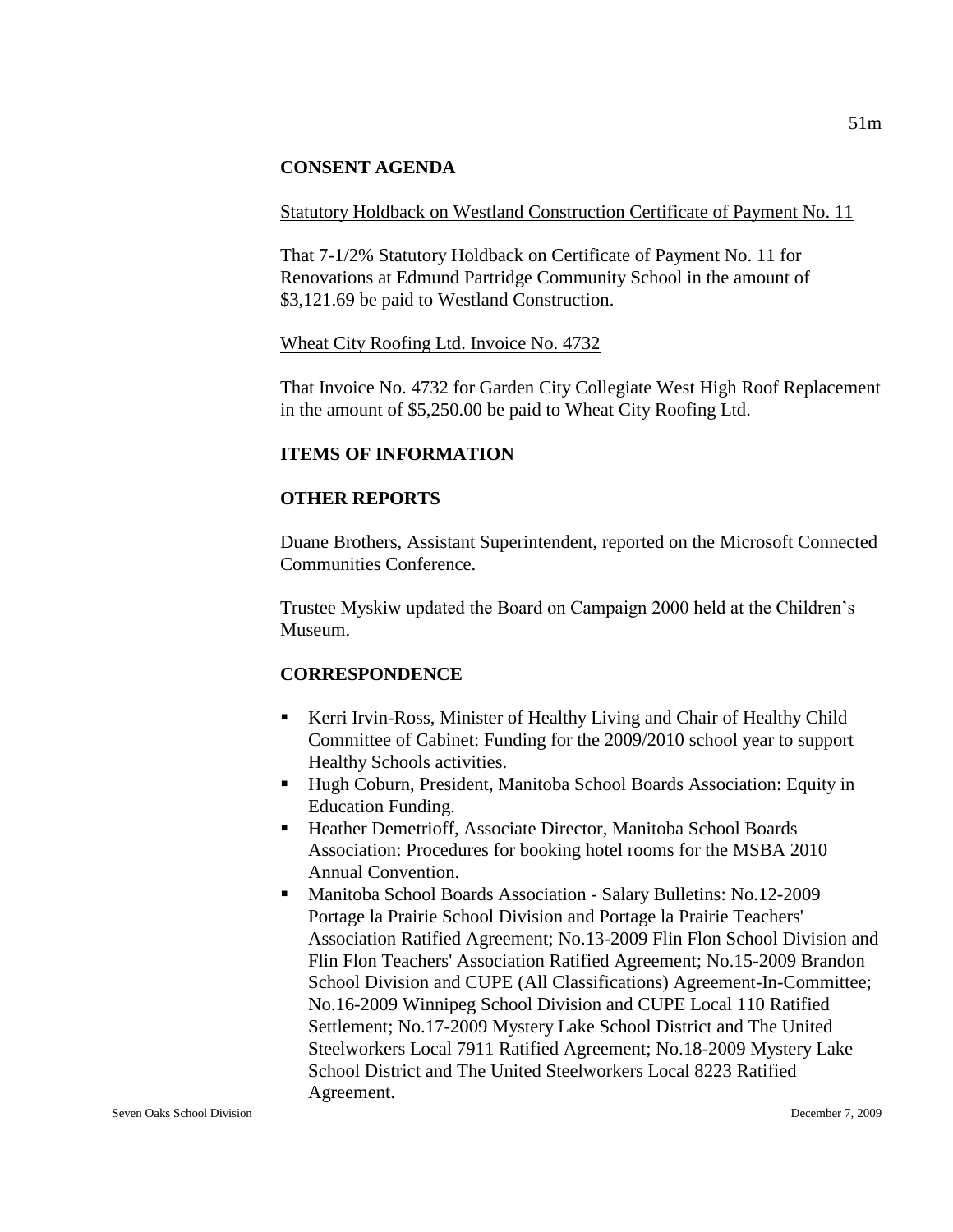## CONSENT AGENDA

Statutory Holdback on Westland Construction Certificate of Payment No. 11

That 7-1/2% Statutory Holdback on Certificate of Payment No. 11 for Renovations at Edmund Partridge Community School in the amount of $3,121.69 be paid to Westland Construction.

Wheat City Roofing Ltd. Invoice No. 4732

That Invoice No. 4732 for Garden City Collegiate West High Roof Replacement in the amount of $5,250.00 be paid to Wheat City Roofing Ltd.

## ITEMS OF INFORMATION

## OTHER REPORTS

Duane Brothers, Assistant Superintendent, reported on the Microsoft Connected Communities Conference.

Trustee Myskiw updated the Board on Campaign 2000 held at the Children's Museum.

## CORRESPONDENCE

- Kerri Irvin-Ross, Minister of Healthy Living and Chair of Healthy Child Committee of Cabinet: Funding for the 2009/2010 school year to support Healthy Schools activities.
- Hugh Coburn, President, Manitoba School Boards Association: Equity in Education Funding.
- Heather Demetrioff, Associate Director, Manitoba School Boards Association: Procedures for booking hotel rooms for the MSBA 2010 Annual Convention.
- Manitoba School Boards Association - Salary Bulletins: No.12-2009 Portage la Prairie School Division and Portage la Prairie Teachers' Association Ratified Agreement; No.13-2009 Flin Flon School Division and Flin Flon Teachers' Association Ratified Agreement; No.15-2009 Brandon School Division and CUPE (All Classifications) Agreement-In-Committee; No.16-2009 Winnipeg School Division and CUPE Local 110 Ratified Settlement; No.17-2009 Mystery Lake School District and The United Steelworkers Local 7911 Ratified Agreement; No.18-2009 Mystery Lake School District and The United Steelworkers Local 8223 Ratified Agreement.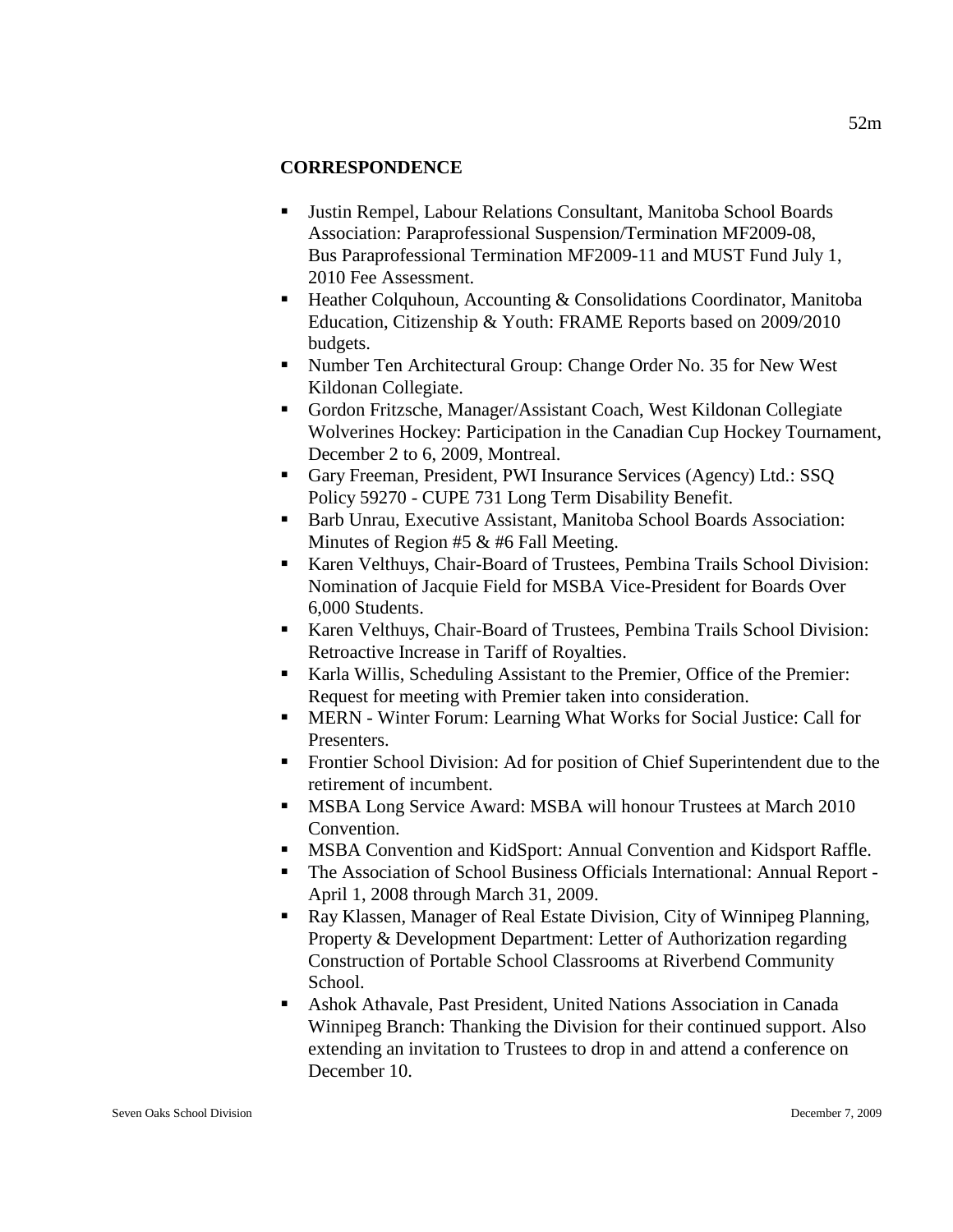**CORRESPONDENCE**

- Justin Rempel, Labour Relations Consultant, Manitoba School Boards Association: Paraprofessional Suspension/Termination MF2009-08, Bus Paraprofessional Termination MF2009-11 and MUST Fund July 1, 2010 Fee Assessment.
- Heather Colquhoun, Accounting & Consolidations Coordinator, Manitoba Education, Citizenship & Youth: FRAME Reports based on 2009/2010 budgets.
- Number Ten Architectural Group: Change Order No. 35 for New West Kildonan Collegiate.
- Gordon Fritzsche, Manager/Assistant Coach, West Kildonan Collegiate Wolverines Hockey: Participation in the Canadian Cup Hockey Tournament, December 2 to 6, 2009, Montreal.
- Gary Freeman, President, PWI Insurance Services (Agency) Ltd.: SSQ Policy 59270 - CUPE 731 Long Term Disability Benefit.
- Barb Unrau, Executive Assistant, Manitoba School Boards Association: Minutes of Region #5 & #6 Fall Meeting.
- Karen Velthuys, Chair-Board of Trustees, Pembina Trails School Division: Nomination of Jacquie Field for MSBA Vice-President for Boards Over 6,000 Students.
- Karen Velthuys, Chair-Board of Trustees, Pembina Trails School Division: Retroactive Increase in Tariff of Royalties.
- Karla Willis, Scheduling Assistant to the Premier, Office of the Premier: Request for meeting with Premier taken into consideration.
- MERN - Winter Forum: Learning What Works for Social Justice: Call for Presenters.
- Frontier School Division: Ad for position of Chief Superintendent due to the retirement of incumbent.
- MSBA Long Service Award: MSBA will honour Trustees at March 2010 Convention.
- MSBA Convention and KidSport: Annual Convention and Kidsport Raffle.
- The Association of School Business Officials International: Annual Report - April 1, 2008 through March 31, 2009.
- Ray Klassen, Manager of Real Estate Division, City of Winnipeg Planning, Property & Development Department: Letter of Authorization regarding Construction of Portable School Classrooms at Riverbend Community School.
- Ashok Athavale, Past President, United Nations Association in Canada Winnipeg Branch: Thanking the Division for their continued support. Also extending an invitation to Trustees to drop in and attend a conference on December 10.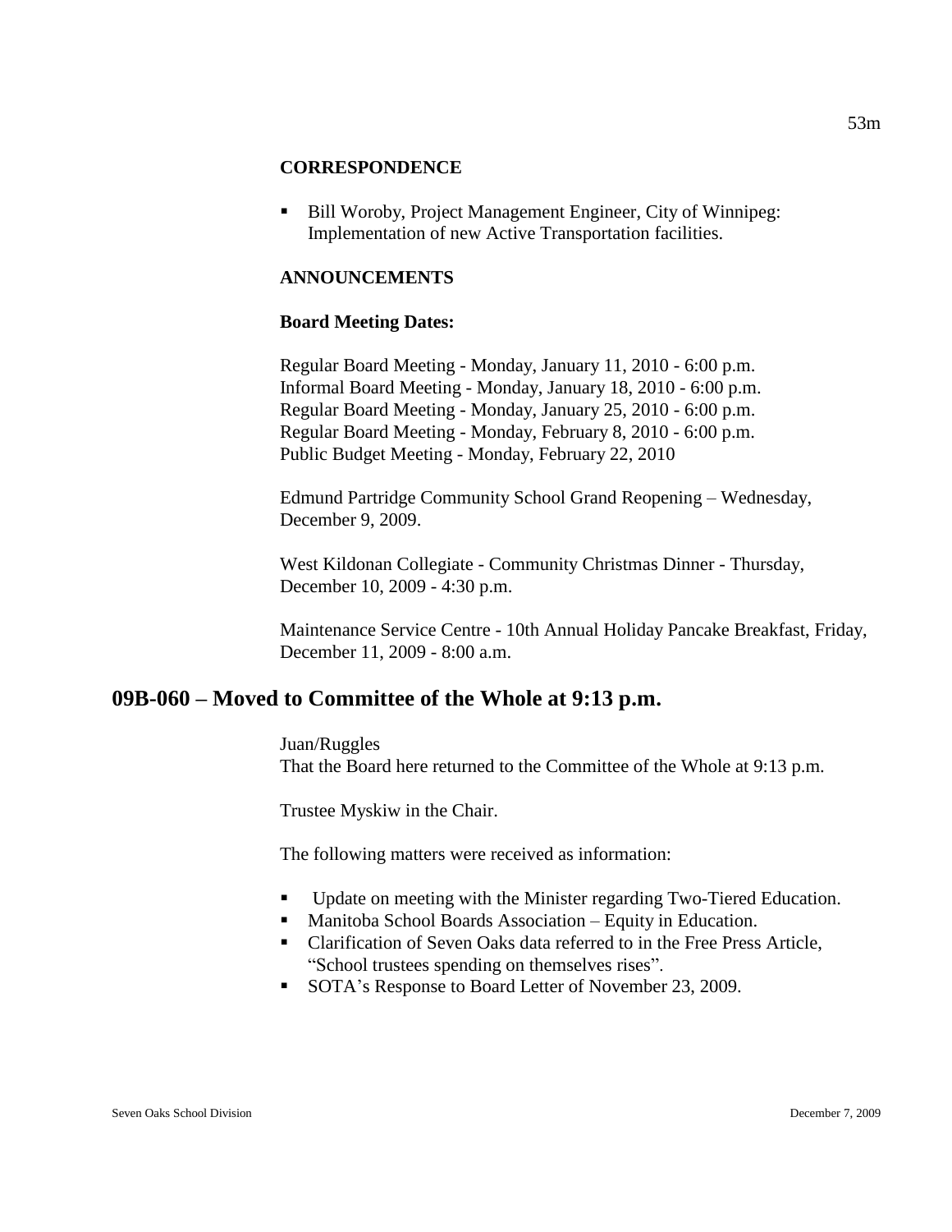### CORRESPONDENCE

- Bill Woroby, Project Management Engineer, City of Winnipeg: Implementation of new Active Transportation facilities.

### ANNOUNCEMENTS

**Board Meeting Dates:**

Regular Board Meeting - Monday, January 11, 2010 - 6:00 p.m.
Informal Board Meeting - Monday, January 18, 2010 - 6:00 p.m.
Regular Board Meeting - Monday, January 25, 2010 - 6:00 p.m.
Regular Board Meeting - Monday, February 8, 2010 - 6:00 p.m.
Public Budget Meeting - Monday, February 22, 2010

Edmund Partridge Community School Grand Reopening – Wednesday, December 9, 2009.

West Kildonan Collegiate - Community Christmas Dinner - Thursday, December 10, 2009 - 4:30 p.m.

Maintenance Service Centre - 10th Annual Holiday Pancake Breakfast, Friday, December 11, 2009 - 8:00 a.m.

## 09B-060 – Moved to Committee of the Whole at 9:13 p.m.

Juan/Ruggles
That the Board here returned to the Committee of the Whole at 9:13 p.m.

Trustee Myskiw in the Chair.

The following matters were received as information:

- Update on meeting with the Minister regarding Two-Tiered Education.
- Manitoba School Boards Association – Equity in Education.
- Clarification of Seven Oaks data referred to in the Free Press Article, "School trustees spending on themselves rises".
- SOTA's Response to Board Letter of November 23, 2009.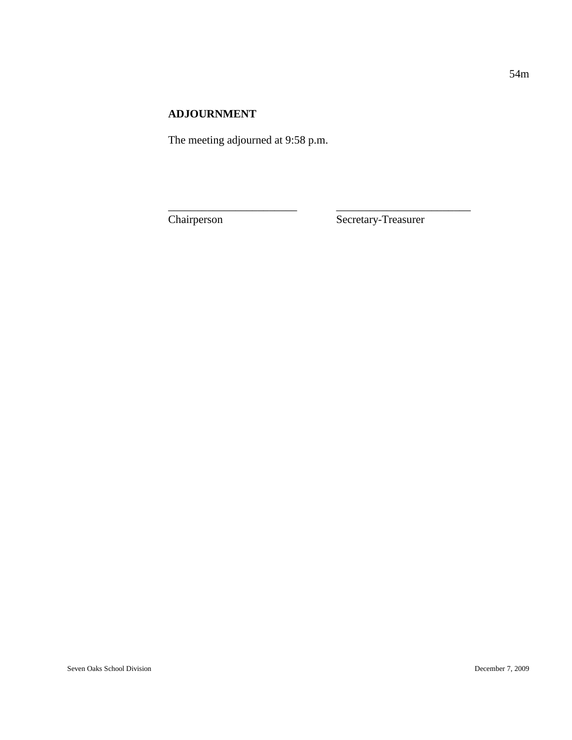**ADJOURNMENT**

The meeting adjourned at 9:58 p.m.

\_\_\_\_\_\_\_\_\_\_\_\_\_\_\_\_\_\_\_\_\_\_\_\_ \_\_\_\_\_\_\_\_\_\_\_\_\_\_\_\_\_\_\_\_\_\_\_\_\_

Chairperson Secretary-Treasurer